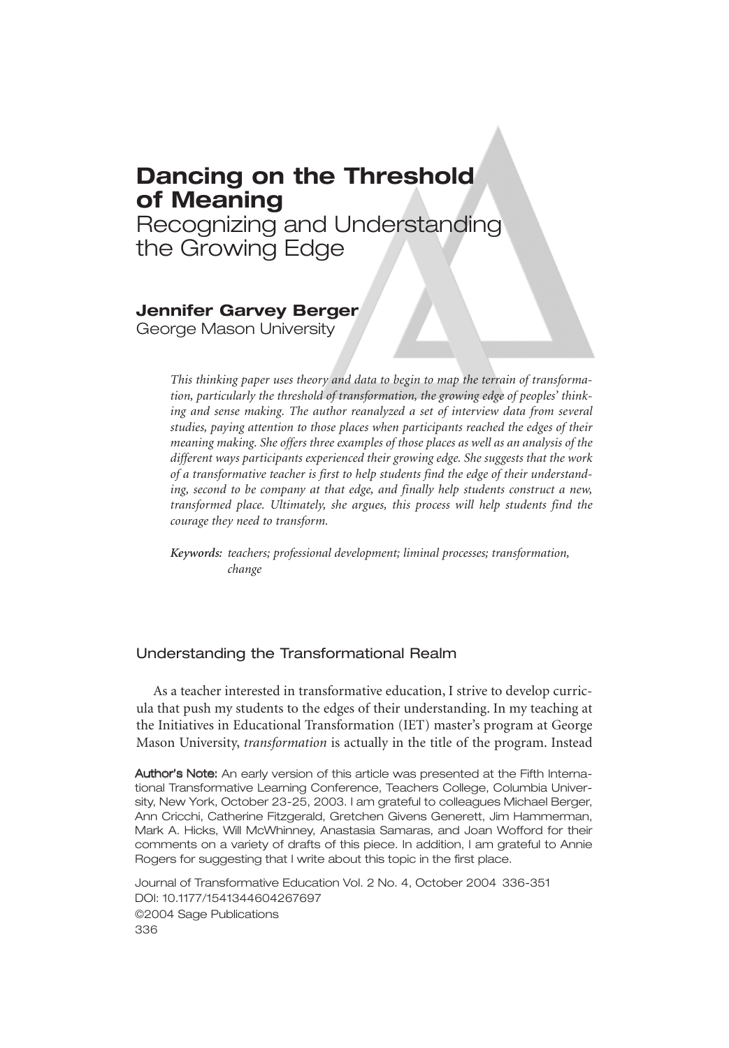# Dancing on the Threshold of Meaning

## Recognizing and Understanding the Growing Edge

**Jennifer Garvey Berger**
George Mason University

*This thinking paper uses theory and data to begin to map the terrain of transformation, particularly the threshold of transformation, the growing edge of peoples' thinking and sense making. The author reanalyzed a set of interview data from several studies, paying attention to those places when participants reached the edges of their meaning making. She offers three examples of those places as well as an analysis of the different ways participants experienced their growing edge. She suggests that the work of a transformative teacher is first to help students find the edge of their understanding, second to be company at that edge, and finally help students construct a new, transformed place. Ultimately, she argues, this process will help students find the courage they need to transform.*

***Keywords:*** *teachers; professional development; liminal processes; transformation, change*

### Understanding the Transformational Realm

As a teacher interested in transformative education, I strive to develop curricula that push my students to the edges of their understanding. In my teaching at the Initiatives in Educational Transformation (IET) master's program at George Mason University, *transformation* is actually in the title of the program. Instead

**Author's Note:** An early version of this article was presented at the Fifth International Transformative Learning Conference, Teachers College, Columbia University, New York, October 23-25, 2003. I am grateful to colleagues Michael Berger, Ann Cricchi, Catherine Fitzgerald, Gretchen Givens Generett, Jim Hammerman, Mark A. Hicks, Will McWhinney, Anastasia Samaras, and Joan Wofford for their comments on a variety of drafts of this piece. In addition, I am grateful to Annie Rogers for suggesting that I write about this topic in the first place.

Journal of Transformative Education Vol. 2 No. 4, October 2004 336-351
DOI: 10.1177/1541344604267697
©2004 Sage Publications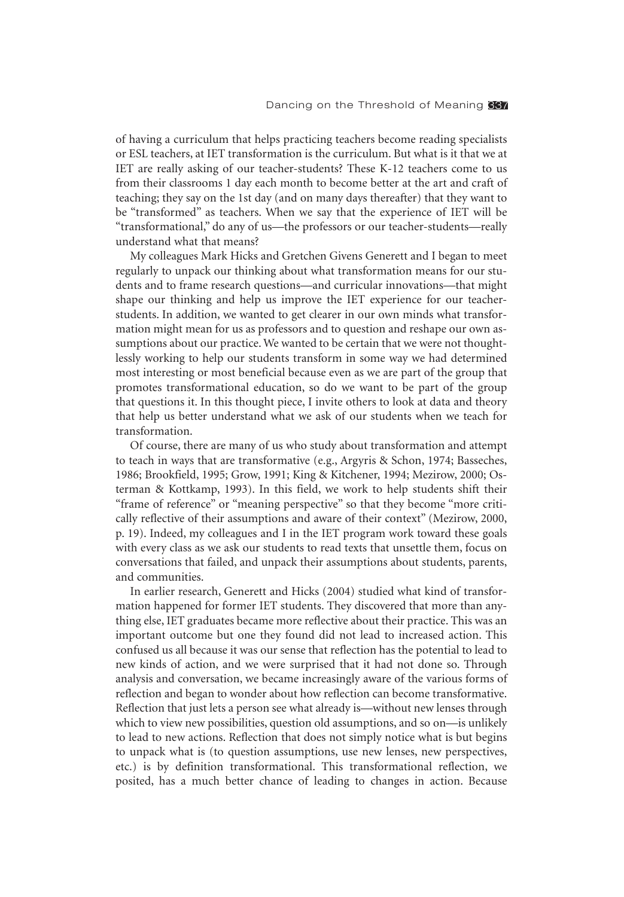of having a curriculum that helps practicing teachers become reading specialists or ESL teachers, at IET transformation is the curriculum. But what is it that we at IET are really asking of our teacher-students? These K-12 teachers come to us from their classrooms 1 day each month to become better at the art and craft of teaching; they say on the 1st day (and on many days thereafter) that they want to be "transformed" as teachers. When we say that the experience of IET will be "transformational," do any of us—the professors or our teacher-students—really understand what that means?

My colleagues Mark Hicks and Gretchen Givens Generett and I began to meet regularly to unpack our thinking about what transformation means for our students and to frame research questions—and curricular innovations—that might shape our thinking and help us improve the IET experience for our teacher-students. In addition, we wanted to get clearer in our own minds what transformation might mean for us as professors and to question and reshape our own assumptions about our practice. We wanted to be certain that we were not thoughtlessly working to help our students transform in some way we had determined most interesting or most beneficial because even as we are part of the group that promotes transformational education, so do we want to be part of the group that questions it. In this thought piece, I invite others to look at data and theory that help us better understand what we ask of our students when we teach for transformation.

Of course, there are many of us who study about transformation and attempt to teach in ways that are transformative (e.g., Argyris & Schon, 1974; Basseches, 1986; Brookfield, 1995; Grow, 1991; King & Kitchener, 1994; Mezirow, 2000; Osterman & Kottkamp, 1993). In this field, we work to help students shift their "frame of reference" or "meaning perspective" so that they become "more critically reflective of their assumptions and aware of their context" (Mezirow, 2000, p. 19). Indeed, my colleagues and I in the IET program work toward these goals with every class as we ask our students to read texts that unsettle them, focus on conversations that failed, and unpack their assumptions about students, parents, and communities.

In earlier research, Generett and Hicks (2004) studied what kind of transformation happened for former IET students. They discovered that more than anything else, IET graduates became more reflective about their practice. This was an important outcome but one they found did not lead to increased action. This confused us all because it was our sense that reflection has the potential to lead to new kinds of action, and we were surprised that it had not done so. Through analysis and conversation, we became increasingly aware of the various forms of reflection and began to wonder about how reflection can become transformative. Reflection that just lets a person see what already is—without new lenses through which to view new possibilities, question old assumptions, and so on—is unlikely to lead to new actions. Reflection that does not simply notice what is but begins to unpack what is (to question assumptions, use new lenses, new perspectives, etc.) is by definition transformational. This transformational reflection, we posited, has a much better chance of leading to changes in action. Because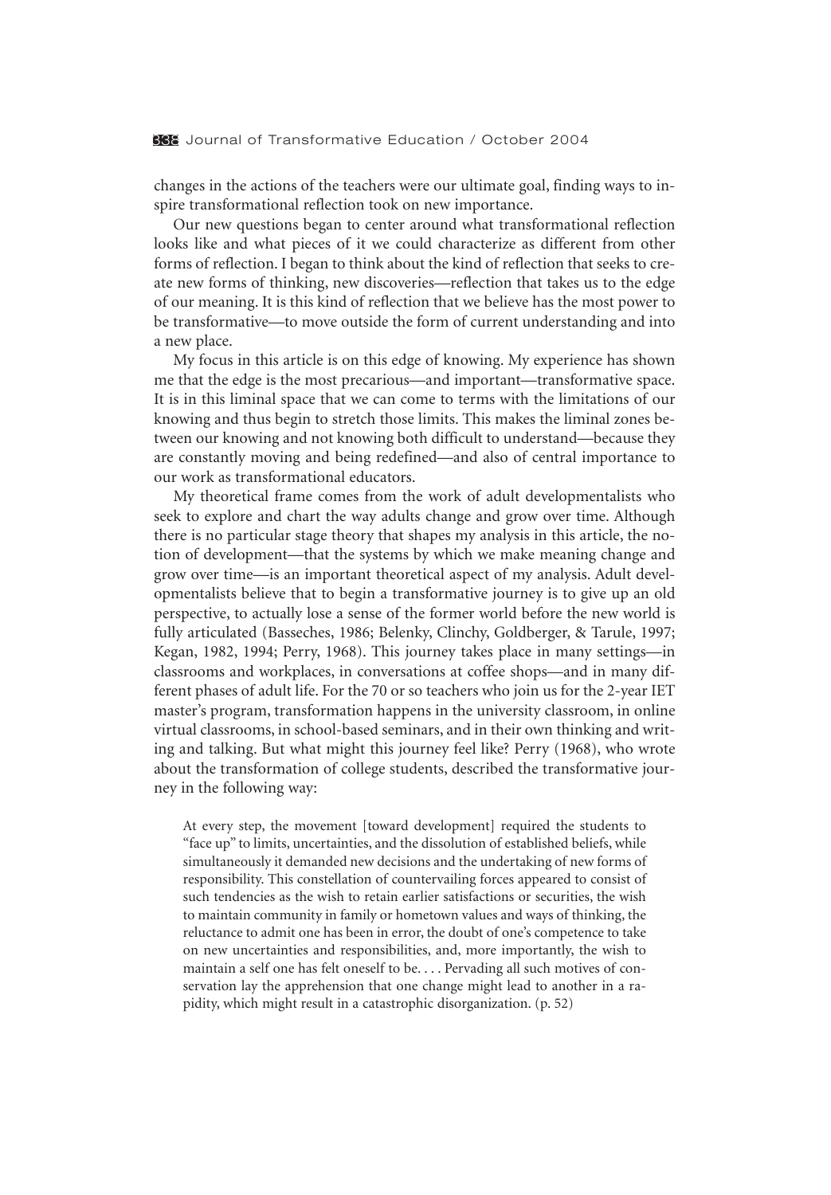changes in the actions of the teachers were our ultimate goal, finding ways to inspire transformational reflection took on new importance.

Our new questions began to center around what transformational reflection looks like and what pieces of it we could characterize as different from other forms of reflection. I began to think about the kind of reflection that seeks to create new forms of thinking, new discoveries—reflection that takes us to the edge of our meaning. It is this kind of reflection that we believe has the most power to be transformative—to move outside the form of current understanding and into a new place.

My focus in this article is on this edge of knowing. My experience has shown me that the edge is the most precarious—and important—transformative space. It is in this liminal space that we can come to terms with the limitations of our knowing and thus begin to stretch those limits. This makes the liminal zones between our knowing and not knowing both difficult to understand—because they are constantly moving and being redefined—and also of central importance to our work as transformational educators.

My theoretical frame comes from the work of adult developmentalists who seek to explore and chart the way adults change and grow over time. Although there is no particular stage theory that shapes my analysis in this article, the notion of development—that the systems by which we make meaning change and grow over time—is an important theoretical aspect of my analysis. Adult developmentalists believe that to begin a transformative journey is to give up an old perspective, to actually lose a sense of the former world before the new world is fully articulated (Basseches, 1986; Belenky, Clinchy, Goldberger, & Tarule, 1997; Kegan, 1982, 1994; Perry, 1968). This journey takes place in many settings—in classrooms and workplaces, in conversations at coffee shops—and in many different phases of adult life. For the 70 or so teachers who join us for the 2-year IET master's program, transformation happens in the university classroom, in online virtual classrooms, in school-based seminars, and in their own thinking and writing and talking. But what might this journey feel like? Perry (1968), who wrote about the transformation of college students, described the transformative journey in the following way:

> At every step, the movement [toward development] required the students to "face up" to limits, uncertainties, and the dissolution of established beliefs, while simultaneously it demanded new decisions and the undertaking of new forms of responsibility. This constellation of countervailing forces appeared to consist of such tendencies as the wish to retain earlier satisfactions or securities, the wish to maintain community in family or hometown values and ways of thinking, the reluctance to admit one has been in error, the doubt of one's competence to take on new uncertainties and responsibilities, and, more importantly, the wish to maintain a self one has felt oneself to be. . . . Pervading all such motives of conservation lay the apprehension that one change might lead to another in a rapidity, which might result in a catastrophic disorganization. (p. 52)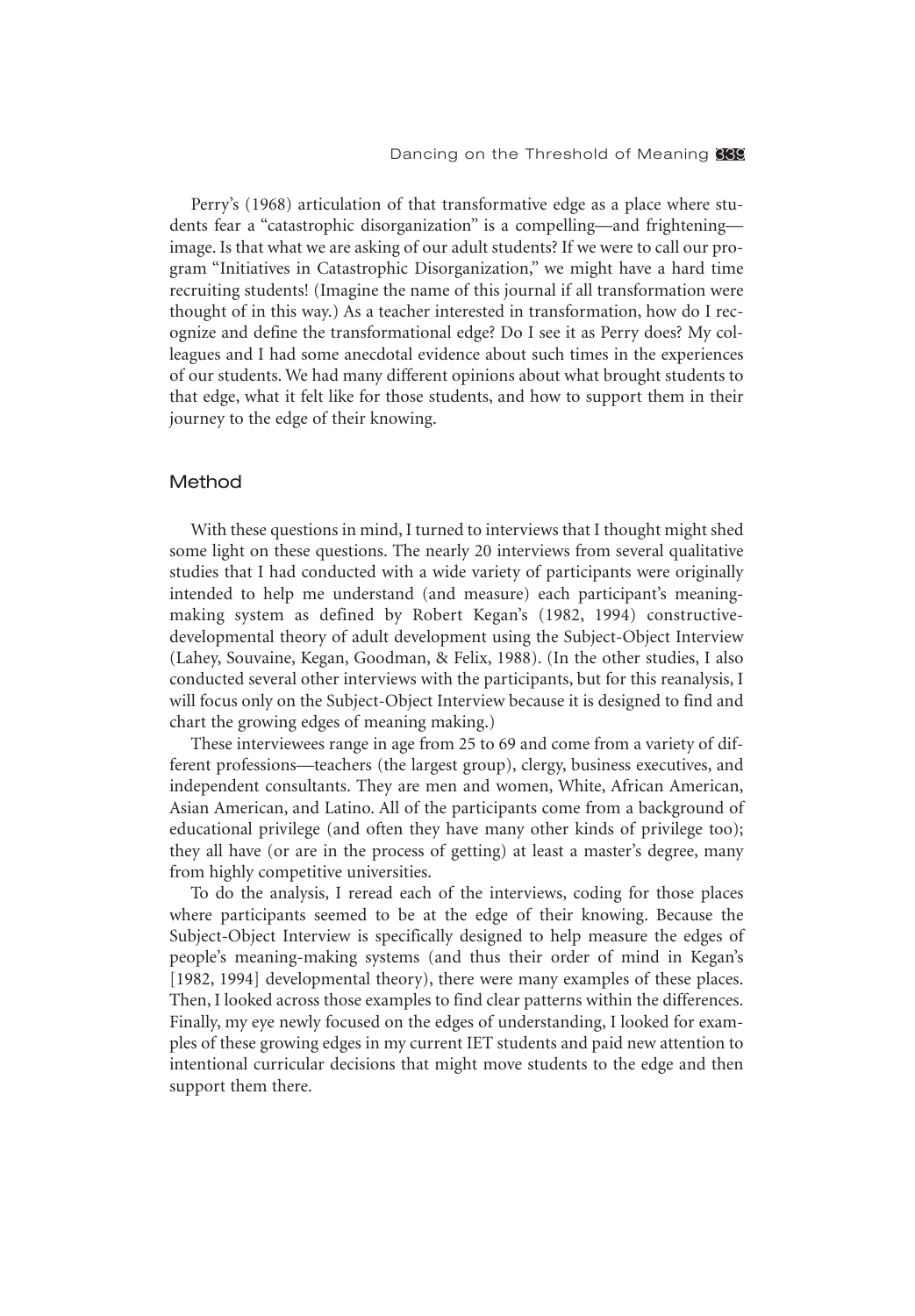Perry's (1968) articulation of that transformative edge as a place where students fear a "catastrophic disorganization" is a compelling—and frightening—image. Is that what we are asking of our adult students? If we were to call our program "Initiatives in Catastrophic Disorganization," we might have a hard time recruiting students! (Imagine the name of this journal if all transformation were thought of in this way.) As a teacher interested in transformation, how do I recognize and define the transformational edge? Do I see it as Perry does? My colleagues and I had some anecdotal evidence about such times in the experiences of our students. We had many different opinions about what brought students to that edge, what it felt like for those students, and how to support them in their journey to the edge of their knowing.

## Method

With these questions in mind, I turned to interviews that I thought might shed some light on these questions. The nearly 20 interviews from several qualitative studies that I had conducted with a wide variety of participants were originally intended to help me understand (and measure) each participant's meaning-making system as defined by Robert Kegan's (1982, 1994) constructive-developmental theory of adult development using the Subject-Object Interview (Lahey, Souvaine, Kegan, Goodman, & Felix, 1988). (In the other studies, I also conducted several other interviews with the participants, but for this reanalysis, I will focus only on the Subject-Object Interview because it is designed to find and chart the growing edges of meaning making.)

These interviewees range in age from 25 to 69 and come from a variety of different professions—teachers (the largest group), clergy, business executives, and independent consultants. They are men and women, White, African American, Asian American, and Latino. All of the participants come from a background of educational privilege (and often they have many other kinds of privilege too); they all have (or are in the process of getting) at least a master's degree, many from highly competitive universities.

To do the analysis, I reread each of the interviews, coding for those places where participants seemed to be at the edge of their knowing. Because the Subject-Object Interview is specifically designed to help measure the edges of people's meaning-making systems (and thus their order of mind in Kegan's [1982, 1994] developmental theory), there were many examples of these places. Then, I looked across those examples to find clear patterns within the differences. Finally, my eye newly focused on the edges of understanding, I looked for examples of these growing edges in my current IET students and paid new attention to intentional curricular decisions that might move students to the edge and then support them there.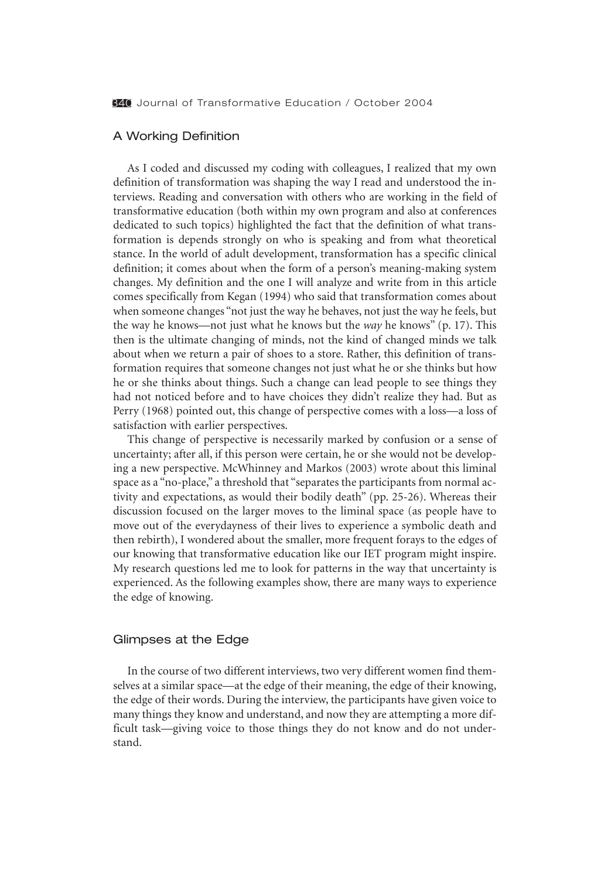## A Working Definition

As I coded and discussed my coding with colleagues, I realized that my own definition of transformation was shaping the way I read and understood the interviews. Reading and conversation with others who are working in the field of transformative education (both within my own program and also at conferences dedicated to such topics) highlighted the fact that the definition of what transformation is depends strongly on who is speaking and from what theoretical stance. In the world of adult development, transformation has a specific clinical definition; it comes about when the form of a person's meaning-making system changes. My definition and the one I will analyze and write from in this article comes specifically from Kegan (1994) who said that transformation comes about when someone changes "not just the way he behaves, not just the way he feels, but the way he knows—not just what he knows but the *way* he knows" (p. 17). This then is the ultimate changing of minds, not the kind of changed minds we talk about when we return a pair of shoes to a store. Rather, this definition of transformation requires that someone changes not just what he or she thinks but how he or she thinks about things. Such a change can lead people to see things they had not noticed before and to have choices they didn't realize they had. But as Perry (1968) pointed out, this change of perspective comes with a loss—a loss of satisfaction with earlier perspectives.

This change of perspective is necessarily marked by confusion or a sense of uncertainty; after all, if this person were certain, he or she would not be developing a new perspective. McWhinney and Markos (2003) wrote about this liminal space as a "no-place," a threshold that "separates the participants from normal activity and expectations, as would their bodily death" (pp. 25-26). Whereas their discussion focused on the larger moves to the liminal space (as people have to move out of the everydayness of their lives to experience a symbolic death and then rebirth), I wondered about the smaller, more frequent forays to the edges of our knowing that transformative education like our IET program might inspire. My research questions led me to look for patterns in the way that uncertainty is experienced. As the following examples show, there are many ways to experience the edge of knowing.

## Glimpses at the Edge

In the course of two different interviews, two very different women find themselves at a similar space—at the edge of their meaning, the edge of their knowing, the edge of their words. During the interview, the participants have given voice to many things they know and understand, and now they are attempting a more difficult task—giving voice to those things they do not know and do not understand.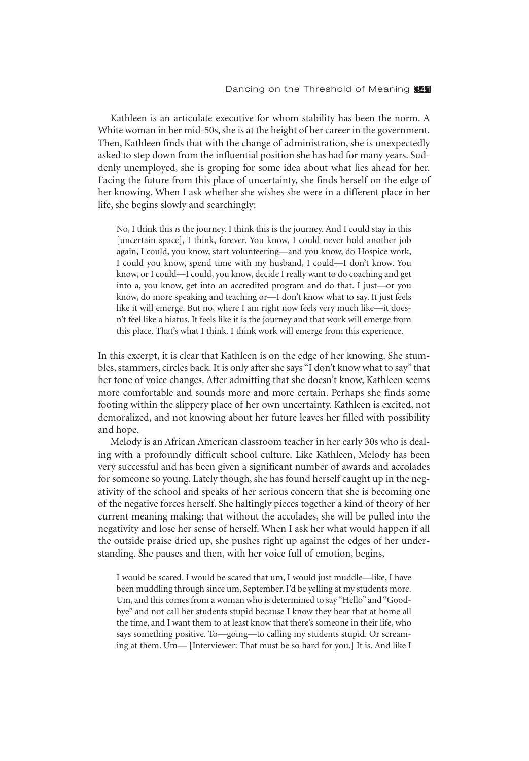Kathleen is an articulate executive for whom stability has been the norm. A White woman in her mid-50s, she is at the height of her career in the government. Then, Kathleen finds that with the change of administration, she is unexpectedly asked to step down from the influential position she has had for many years. Suddenly unemployed, she is groping for some idea about what lies ahead for her. Facing the future from this place of uncertainty, she finds herself on the edge of her knowing. When I ask whether she wishes she were in a different place in her life, she begins slowly and searchingly:

> No, I think this *is* the journey. I think this is the journey. And I could stay in this [uncertain space], I think, forever. You know, I could never hold another job again, I could, you know, start volunteering—and you know, do Hospice work, I could you know, spend time with my husband, I could—I don't know. You know, or I could—I could, you know, decide I really want to do coaching and get into a, you know, get into an accredited program and do that. I just—or you know, do more speaking and teaching or—I don't know what to say. It just feels like it will emerge. But no, where I am right now feels very much like—it doesn't feel like a hiatus. It feels like it is the journey and that work will emerge from this place. That's what I think. I think work will emerge from this experience.

In this excerpt, it is clear that Kathleen is on the edge of her knowing. She stumbles, stammers, circles back. It is only after she says "I don't know what to say" that her tone of voice changes. After admitting that she doesn't know, Kathleen seems more comfortable and sounds more and more certain. Perhaps she finds some footing within the slippery place of her own uncertainty. Kathleen is excited, not demoralized, and not knowing about her future leaves her filled with possibility and hope.

Melody is an African American classroom teacher in her early 30s who is dealing with a profoundly difficult school culture. Like Kathleen, Melody has been very successful and has been given a significant number of awards and accolades for someone so young. Lately though, she has found herself caught up in the negativity of the school and speaks of her serious concern that she is becoming one of the negative forces herself. She haltingly pieces together a kind of theory of her current meaning making: that without the accolades, she will be pulled into the negativity and lose her sense of herself. When I ask her what would happen if all the outside praise dried up, she pushes right up against the edges of her understanding. She pauses and then, with her voice full of emotion, begins,

> I would be scared. I would be scared that um, I would just muddle—like, I have been muddling through since um, September. I'd be yelling at my students more. Um, and this comes from a woman who is determined to say "Hello" and "Goodbye" and not call her students stupid because I know they hear that at home all the time, and I want them to at least know that there's someone in their life, who says something positive. To—going—to calling my students stupid. Or screaming at them. Um— [Interviewer: That must be so hard for you.] It is. And like I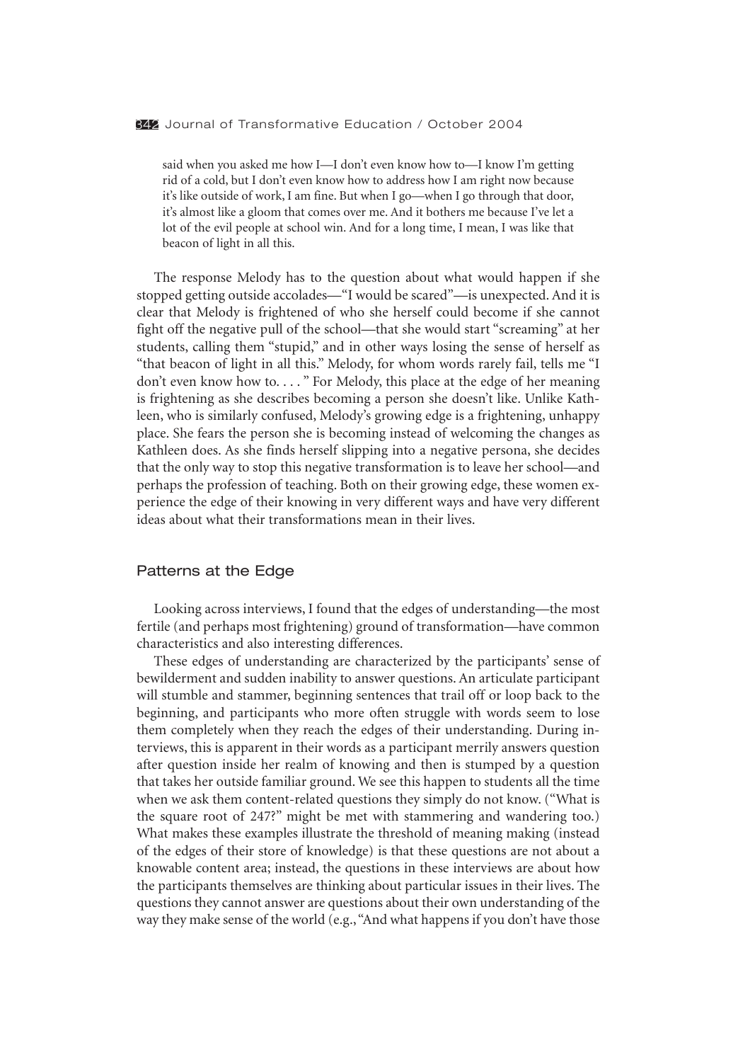> said when you asked me how I—I don't even know how to—I know I'm getting rid of a cold, but I don't even know how to address how I am right now because it's like outside of work, I am fine. But when I go—when I go through that door, it's almost like a gloom that comes over me. And it bothers me because I've let a lot of the evil people at school win. And for a long time, I mean, I was like that beacon of light in all this.

The response Melody has to the question about what would happen if she stopped getting outside accolades—"I would be scared"—is unexpected. And it is clear that Melody is frightened of who she herself could become if she cannot fight off the negative pull of the school—that she would start "screaming" at her students, calling them "stupid," and in other ways losing the sense of herself as "that beacon of light in all this." Melody, for whom words rarely fail, tells me "I don't even know how to. . . . " For Melody, this place at the edge of her meaning is frightening as she describes becoming a person she doesn't like. Unlike Kathleen, who is similarly confused, Melody's growing edge is a frightening, unhappy place. She fears the person she is becoming instead of welcoming the changes as Kathleen does. As she finds herself slipping into a negative persona, she decides that the only way to stop this negative transformation is to leave her school—and perhaps the profession of teaching. Both on their growing edge, these women experience the edge of their knowing in very different ways and have very different ideas about what their transformations mean in their lives.

## Patterns at the Edge

Looking across interviews, I found that the edges of understanding—the most fertile (and perhaps most frightening) ground of transformation—have common characteristics and also interesting differences.

These edges of understanding are characterized by the participants' sense of bewilderment and sudden inability to answer questions. An articulate participant will stumble and stammer, beginning sentences that trail off or loop back to the beginning, and participants who more often struggle with words seem to lose them completely when they reach the edges of their understanding. During interviews, this is apparent in their words as a participant merrily answers question after question inside her realm of knowing and then is stumped by a question that takes her outside familiar ground. We see this happen to students all the time when we ask them content-related questions they simply do not know. ("What is the square root of 247?" might be met with stammering and wandering too.) What makes these examples illustrate the threshold of meaning making (instead of the edges of their store of knowledge) is that these questions are not about a knowable content area; instead, the questions in these interviews are about how the participants themselves are thinking about particular issues in their lives. The questions they cannot answer are questions about their own understanding of the way they make sense of the world (e.g., "And what happens if you don't have those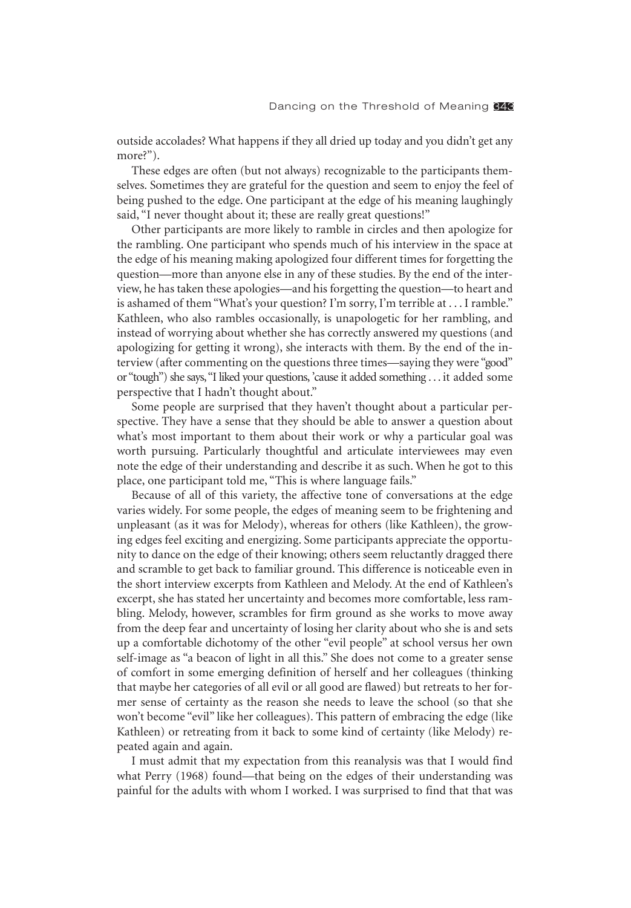outside accolades? What happens if they all dried up today and you didn't get any more?").

These edges are often (but not always) recognizable to the participants themselves. Sometimes they are grateful for the question and seem to enjoy the feel of being pushed to the edge. One participant at the edge of his meaning laughingly said, "I never thought about it; these are really great questions!"

Other participants are more likely to ramble in circles and then apologize for the rambling. One participant who spends much of his interview in the space at the edge of his meaning making apologized four different times for forgetting the question—more than anyone else in any of these studies. By the end of the interview, he has taken these apologies—and his forgetting the question—to heart and is ashamed of them "What's your question? I'm sorry, I'm terrible at . . . I ramble." Kathleen, who also rambles occasionally, is unapologetic for her rambling, and instead of worrying about whether she has correctly answered my questions (and apologizing for getting it wrong), she interacts with them. By the end of the interview (after commenting on the questions three times—saying they were "good" or "tough") she says, "I liked your questions, 'cause it added something . . . it added some perspective that I hadn't thought about."

Some people are surprised that they haven't thought about a particular perspective. They have a sense that they should be able to answer a question about what's most important to them about their work or why a particular goal was worth pursuing. Particularly thoughtful and articulate interviewees may even note the edge of their understanding and describe it as such. When he got to this place, one participant told me, "This is where language fails."

Because of all of this variety, the affective tone of conversations at the edge varies widely. For some people, the edges of meaning seem to be frightening and unpleasant (as it was for Melody), whereas for others (like Kathleen), the growing edges feel exciting and energizing. Some participants appreciate the opportunity to dance on the edge of their knowing; others seem reluctantly dragged there and scramble to get back to familiar ground. This difference is noticeable even in the short interview excerpts from Kathleen and Melody. At the end of Kathleen's excerpt, she has stated her uncertainty and becomes more comfortable, less rambling. Melody, however, scrambles for firm ground as she works to move away from the deep fear and uncertainty of losing her clarity about who she is and sets up a comfortable dichotomy of the other "evil people" at school versus her own self-image as "a beacon of light in all this." She does not come to a greater sense of comfort in some emerging definition of herself and her colleagues (thinking that maybe her categories of all evil or all good are flawed) but retreats to her former sense of certainty as the reason she needs to leave the school (so that she won't become "evil" like her colleagues). This pattern of embracing the edge (like Kathleen) or retreating from it back to some kind of certainty (like Melody) repeated again and again.

I must admit that my expectation from this reanalysis was that I would find what Perry (1968) found—that being on the edges of their understanding was painful for the adults with whom I worked. I was surprised to find that that was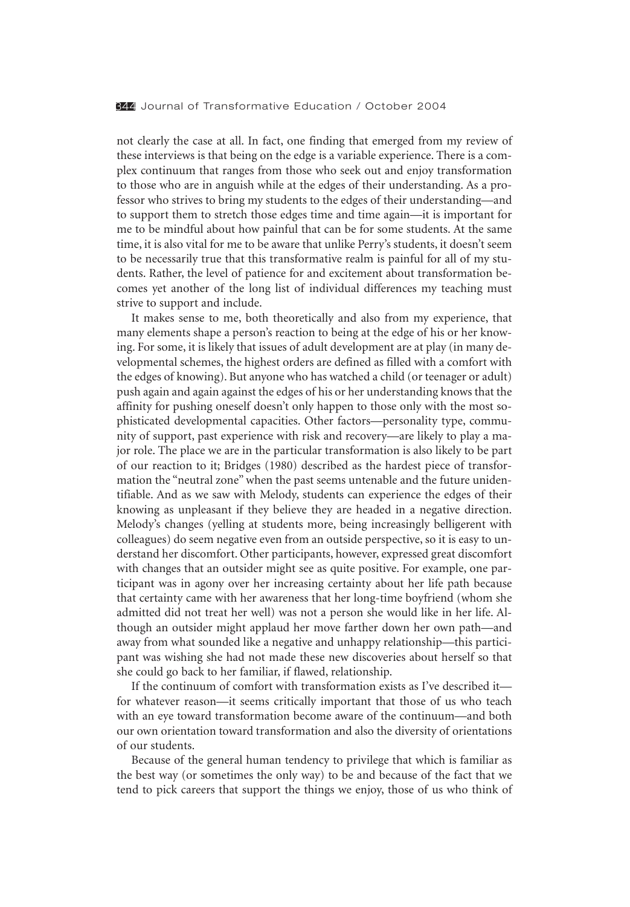not clearly the case at all. In fact, one finding that emerged from my review of these interviews is that being on the edge is a variable experience. There is a complex continuum that ranges from those who seek out and enjoy transformation to those who are in anguish while at the edges of their understanding. As a professor who strives to bring my students to the edges of their understanding—and to support them to stretch those edges time and time again—it is important for me to be mindful about how painful that can be for some students. At the same time, it is also vital for me to be aware that unlike Perry's students, it doesn't seem to be necessarily true that this transformative realm is painful for all of my students. Rather, the level of patience for and excitement about transformation becomes yet another of the long list of individual differences my teaching must strive to support and include.

It makes sense to me, both theoretically and also from my experience, that many elements shape a person's reaction to being at the edge of his or her knowing. For some, it is likely that issues of adult development are at play (in many developmental schemes, the highest orders are defined as filled with a comfort with the edges of knowing). But anyone who has watched a child (or teenager or adult) push again and again against the edges of his or her understanding knows that the affinity for pushing oneself doesn't only happen to those only with the most sophisticated developmental capacities. Other factors—personality type, community of support, past experience with risk and recovery—are likely to play a major role. The place we are in the particular transformation is also likely to be part of our reaction to it; Bridges (1980) described as the hardest piece of transformation the "neutral zone" when the past seems untenable and the future unidentifiable. And as we saw with Melody, students can experience the edges of their knowing as unpleasant if they believe they are headed in a negative direction. Melody's changes (yelling at students more, being increasingly belligerent with colleagues) do seem negative even from an outside perspective, so it is easy to understand her discomfort. Other participants, however, expressed great discomfort with changes that an outsider might see as quite positive. For example, one participant was in agony over her increasing certainty about her life path because that certainty came with her awareness that her long-time boyfriend (whom she admitted did not treat her well) was not a person she would like in her life. Although an outsider might applaud her move farther down her own path—and away from what sounded like a negative and unhappy relationship—this participant was wishing she had not made these new discoveries about herself so that she could go back to her familiar, if flawed, relationship.

If the continuum of comfort with transformation exists as I've described it—for whatever reason—it seems critically important that those of us who teach with an eye toward transformation become aware of the continuum—and both our own orientation toward transformation and also the diversity of orientations of our students.

Because of the general human tendency to privilege that which is familiar as the best way (or sometimes the only way) to be and because of the fact that we tend to pick careers that support the things we enjoy, those of us who think of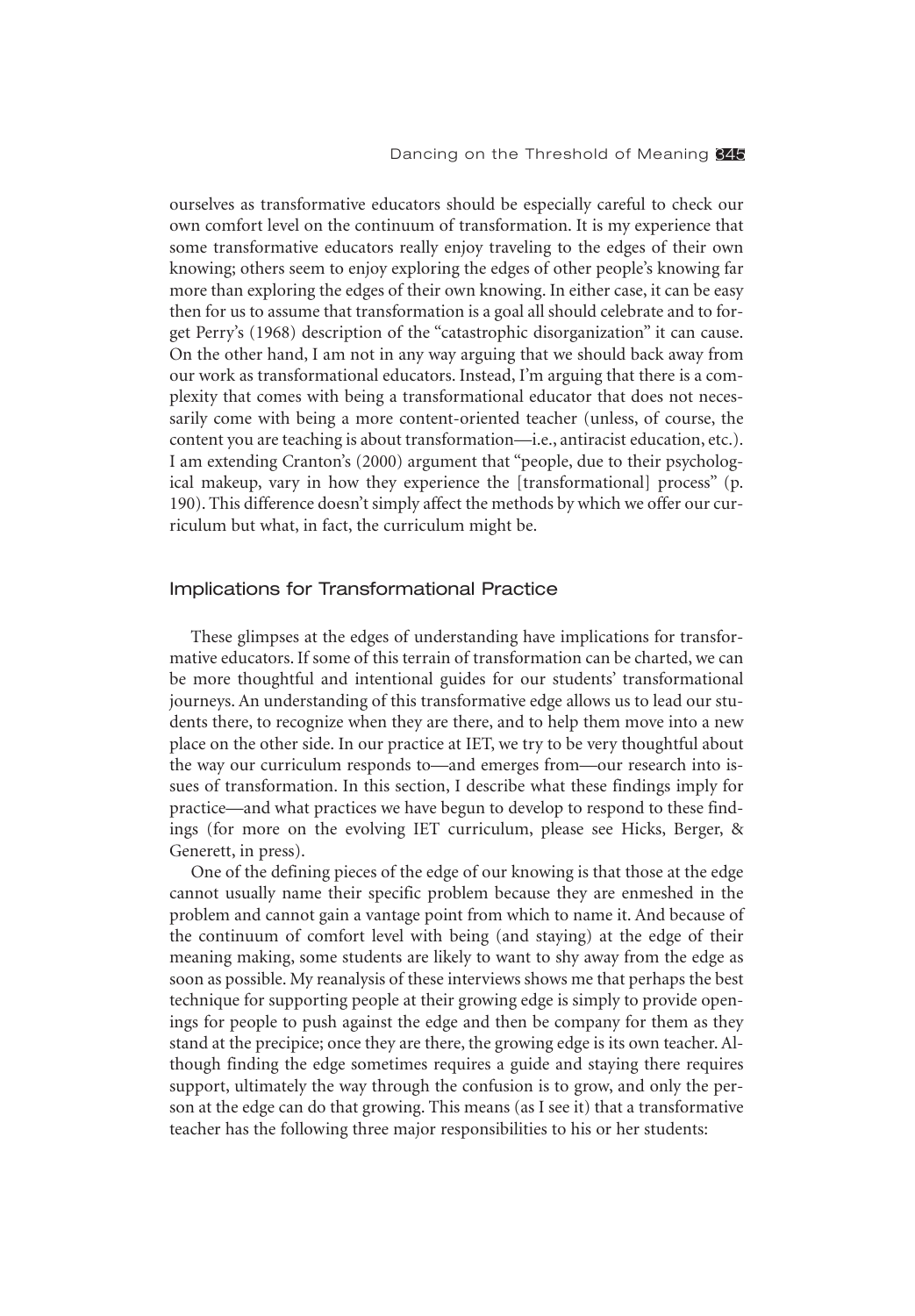ourselves as transformative educators should be especially careful to check our own comfort level on the continuum of transformation. It is my experience that some transformative educators really enjoy traveling to the edges of their own knowing; others seem to enjoy exploring the edges of other people's knowing far more than exploring the edges of their own knowing. In either case, it can be easy then for us to assume that transformation is a goal all should celebrate and to forget Perry's (1968) description of the "catastrophic disorganization" it can cause. On the other hand, I am not in any way arguing that we should back away from our work as transformational educators. Instead, I'm arguing that there is a complexity that comes with being a transformational educator that does not necessarily come with being a more content-oriented teacher (unless, of course, the content you are teaching is about transformation—i.e., antiracist education, etc.). I am extending Cranton's (2000) argument that "people, due to their psychological makeup, vary in how they experience the [transformational] process" (p. 190). This difference doesn't simply affect the methods by which we offer our curriculum but what, in fact, the curriculum might be.

## Implications for Transformational Practice

These glimpses at the edges of understanding have implications for transformative educators. If some of this terrain of transformation can be charted, we can be more thoughtful and intentional guides for our students' transformational journeys. An understanding of this transformative edge allows us to lead our students there, to recognize when they are there, and to help them move into a new place on the other side. In our practice at IET, we try to be very thoughtful about the way our curriculum responds to—and emerges from—our research into issues of transformation. In this section, I describe what these findings imply for practice—and what practices we have begun to develop to respond to these findings (for more on the evolving IET curriculum, please see Hicks, Berger, & Generett, in press).

One of the defining pieces of the edge of our knowing is that those at the edge cannot usually name their specific problem because they are enmeshed in the problem and cannot gain a vantage point from which to name it. And because of the continuum of comfort level with being (and staying) at the edge of their meaning making, some students are likely to want to shy away from the edge as soon as possible. My reanalysis of these interviews shows me that perhaps the best technique for supporting people at their growing edge is simply to provide openings for people to push against the edge and then be company for them as they stand at the precipice; once they are there, the growing edge is its own teacher. Although finding the edge sometimes requires a guide and staying there requires support, ultimately the way through the confusion is to grow, and only the person at the edge can do that growing. This means (as I see it) that a transformative teacher has the following three major responsibilities to his or her students: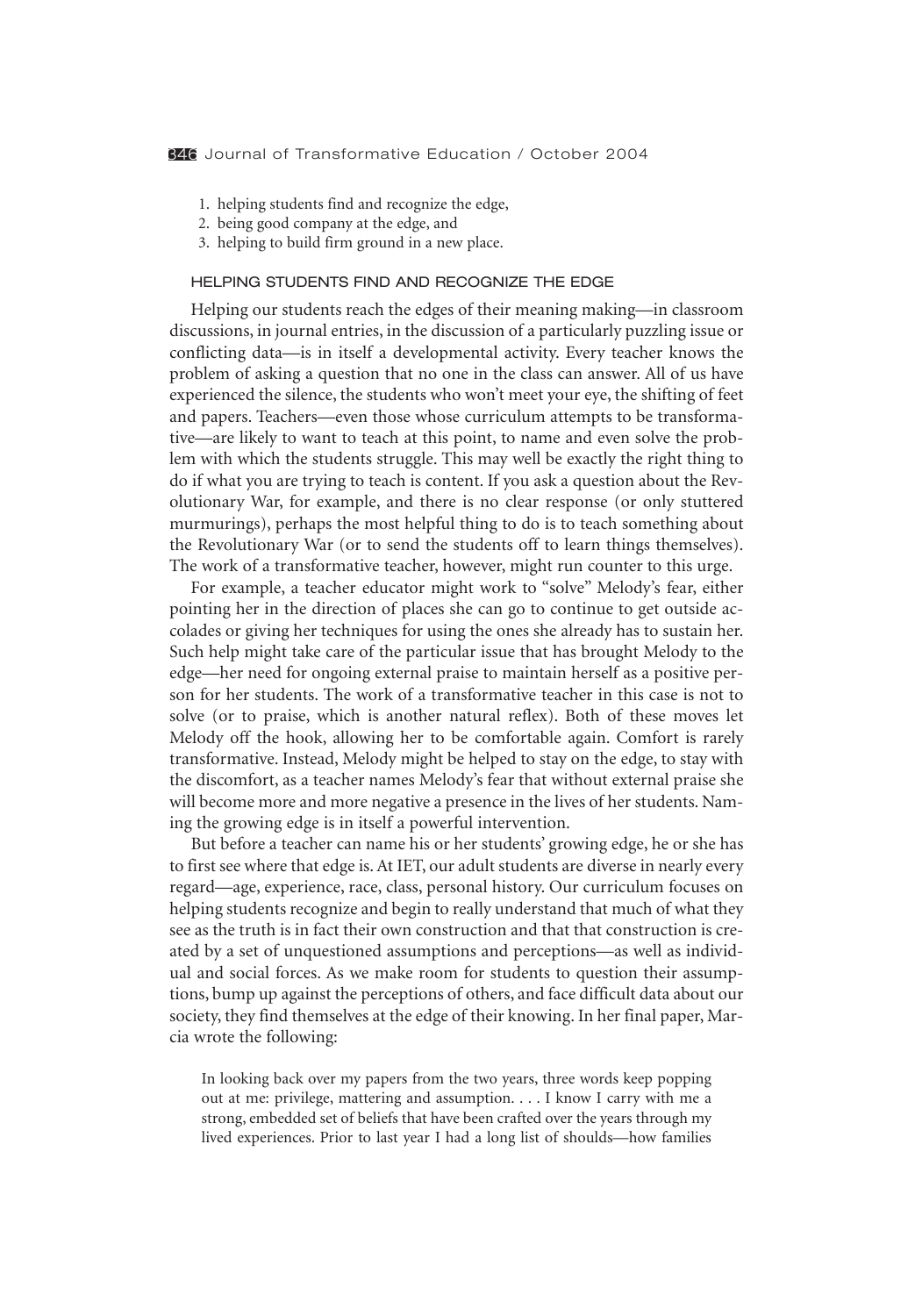1. helping students find and recognize the edge,
2. being good company at the edge, and
3. helping to build firm ground in a new place.

### HELPING STUDENTS FIND AND RECOGNIZE THE EDGE

Helping our students reach the edges of their meaning making—in classroom discussions, in journal entries, in the discussion of a particularly puzzling issue or conflicting data—is in itself a developmental activity. Every teacher knows the problem of asking a question that no one in the class can answer. All of us have experienced the silence, the students who won't meet your eye, the shifting of feet and papers. Teachers—even those whose curriculum attempts to be transformative—are likely to want to teach at this point, to name and even solve the problem with which the students struggle. This may well be exactly the right thing to do if what you are trying to teach is content. If you ask a question about the Revolutionary War, for example, and there is no clear response (or only stuttered murmurings), perhaps the most helpful thing to do is to teach something about the Revolutionary War (or to send the students off to learn things themselves). The work of a transformative teacher, however, might run counter to this urge.

For example, a teacher educator might work to "solve" Melody's fear, either pointing her in the direction of places she can go to continue to get outside accolades or giving her techniques for using the ones she already has to sustain her. Such help might take care of the particular issue that has brought Melody to the edge—her need for ongoing external praise to maintain herself as a positive person for her students. The work of a transformative teacher in this case is not to solve (or to praise, which is another natural reflex). Both of these moves let Melody off the hook, allowing her to be comfortable again. Comfort is rarely transformative. Instead, Melody might be helped to stay on the edge, to stay with the discomfort, as a teacher names Melody's fear that without external praise she will become more and more negative a presence in the lives of her students. Naming the growing edge is in itself a powerful intervention.

But before a teacher can name his or her students' growing edge, he or she has to first see where that edge is. At IET, our adult students are diverse in nearly every regard—age, experience, race, class, personal history. Our curriculum focuses on helping students recognize and begin to really understand that much of what they see as the truth is in fact their own construction and that that construction is created by a set of unquestioned assumptions and perceptions—as well as individual and social forces. As we make room for students to question their assumptions, bump up against the perceptions of others, and face difficult data about our society, they find themselves at the edge of their knowing. In her final paper, Marcia wrote the following:

> In looking back over my papers from the two years, three words keep popping out at me: privilege, mattering and assumption. . . . I know I carry with me a strong, embedded set of beliefs that have been crafted over the years through my lived experiences. Prior to last year I had a long list of shoulds—how families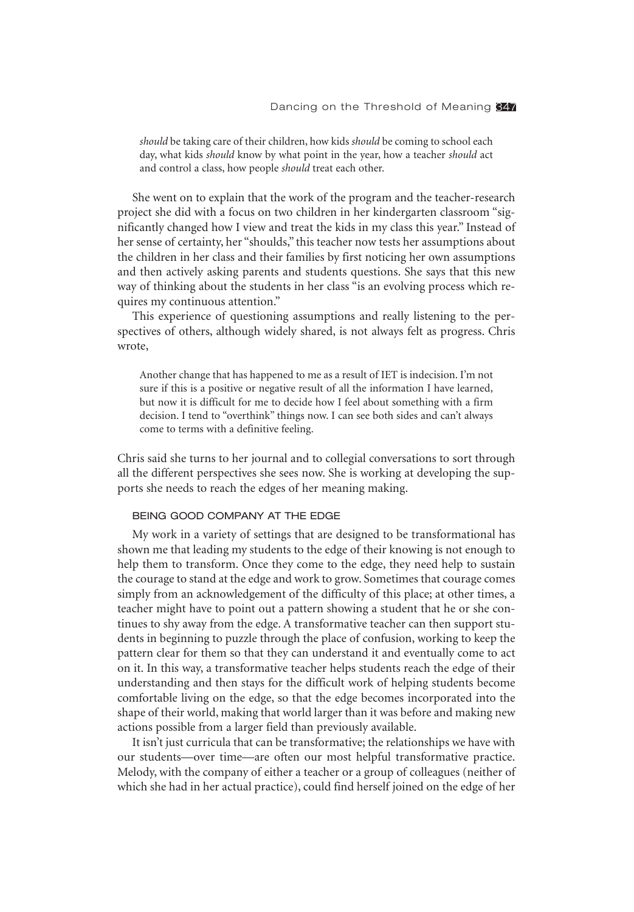> *should* be taking care of their children, how kids *should* be coming to school each day, what kids *should* know by what point in the year, how a teacher *should* act and control a class, how people *should* treat each other.

She went on to explain that the work of the program and the teacher-research project she did with a focus on two children in her kindergarten classroom "significantly changed how I view and treat the kids in my class this year." Instead of her sense of certainty, her "shoulds," this teacher now tests her assumptions about the children in her class and their families by first noticing her own assumptions and then actively asking parents and students questions. She says that this new way of thinking about the students in her class "is an evolving process which requires my continuous attention."

This experience of questioning assumptions and really listening to the perspectives of others, although widely shared, is not always felt as progress. Chris wrote,

> Another change that has happened to me as a result of IET is indecision. I'm not sure if this is a positive or negative result of all the information I have learned, but now it is difficult for me to decide how I feel about something with a firm decision. I tend to "overthink" things now. I can see both sides and can't always come to terms with a definitive feeling.

Chris said she turns to her journal and to collegial conversations to sort through all the different perspectives she sees now. She is working at developing the supports she needs to reach the edges of her meaning making.

### BEING GOOD COMPANY AT THE EDGE

My work in a variety of settings that are designed to be transformational has shown me that leading my students to the edge of their knowing is not enough to help them to transform. Once they come to the edge, they need help to sustain the courage to stand at the edge and work to grow. Sometimes that courage comes simply from an acknowledgement of the difficulty of this place; at other times, a teacher might have to point out a pattern showing a student that he or she continues to shy away from the edge. A transformative teacher can then support students in beginning to puzzle through the place of confusion, working to keep the pattern clear for them so that they can understand it and eventually come to act on it. In this way, a transformative teacher helps students reach the edge of their understanding and then stays for the difficult work of helping students become comfortable living on the edge, so that the edge becomes incorporated into the shape of their world, making that world larger than it was before and making new actions possible from a larger field than previously available.

It isn't just curricula that can be transformative; the relationships we have with our students—over time—are often our most helpful transformative practice. Melody, with the company of either a teacher or a group of colleagues (neither of which she had in her actual practice), could find herself joined on the edge of her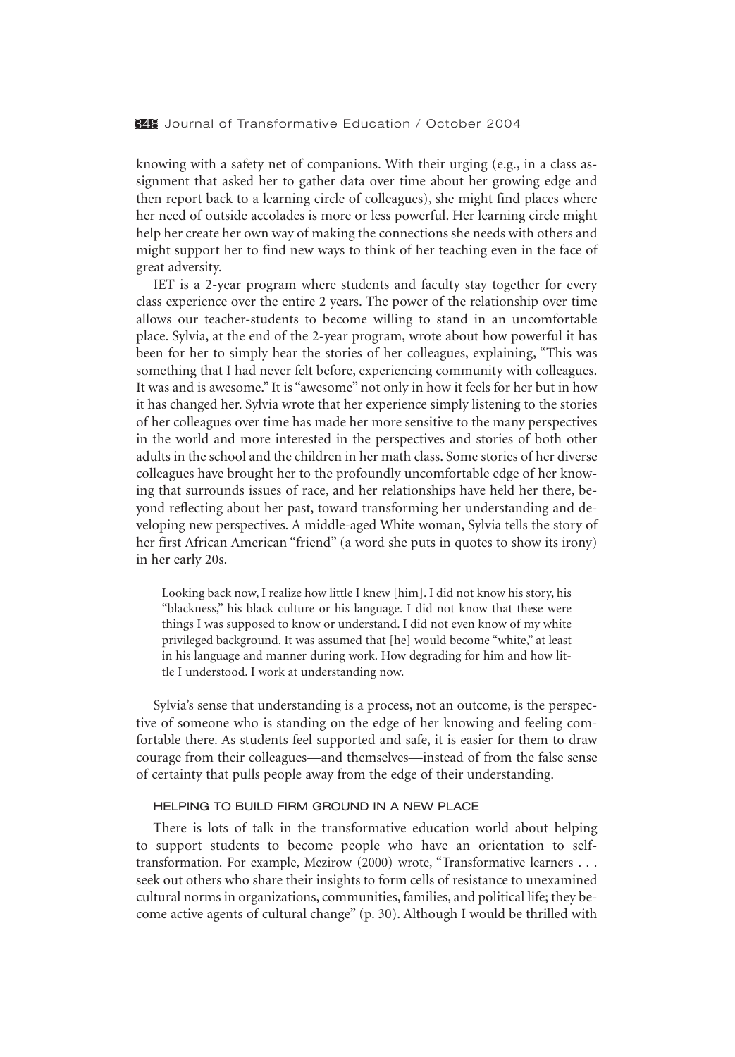knowing with a safety net of companions. With their urging (e.g., in a class assignment that asked her to gather data over time about her growing edge and then report back to a learning circle of colleagues), she might find places where her need of outside accolades is more or less powerful. Her learning circle might help her create her own way of making the connections she needs with others and might support her to find new ways to think of her teaching even in the face of great adversity.

IET is a 2-year program where students and faculty stay together for every class experience over the entire 2 years. The power of the relationship over time allows our teacher-students to become willing to stand in an uncomfortable place. Sylvia, at the end of the 2-year program, wrote about how powerful it has been for her to simply hear the stories of her colleagues, explaining, "This was something that I had never felt before, experiencing community with colleagues. It was and is awesome." It is "awesome" not only in how it feels for her but in how it has changed her. Sylvia wrote that her experience simply listening to the stories of her colleagues over time has made her more sensitive to the many perspectives in the world and more interested in the perspectives and stories of both other adults in the school and the children in her math class. Some stories of her diverse colleagues have brought her to the profoundly uncomfortable edge of her knowing that surrounds issues of race, and her relationships have held her there, beyond reflecting about her past, toward transforming her understanding and developing new perspectives. A middle-aged White woman, Sylvia tells the story of her first African American "friend" (a word she puts in quotes to show its irony) in her early 20s.

> Looking back now, I realize how little I knew [him]. I did not know his story, his "blackness," his black culture or his language. I did not know that these were things I was supposed to know or understand. I did not even know of my white privileged background. It was assumed that [he] would become "white," at least in his language and manner during work. How degrading for him and how little I understood. I work at understanding now.

Sylvia's sense that understanding is a process, not an outcome, is the perspective of someone who is standing on the edge of her knowing and feeling comfortable there. As students feel supported and safe, it is easier for them to draw courage from their colleagues—and themselves—instead of from the false sense of certainty that pulls people away from the edge of their understanding.

### HELPING TO BUILD FIRM GROUND IN A NEW PLACE

There is lots of talk in the transformative education world about helping to support students to become people who have an orientation to self-transformation. For example, Mezirow (2000) wrote, "Transformative learners . . . seek out others who share their insights to form cells of resistance to unexamined cultural norms in organizations, communities, families, and political life; they become active agents of cultural change" (p. 30). Although I would be thrilled with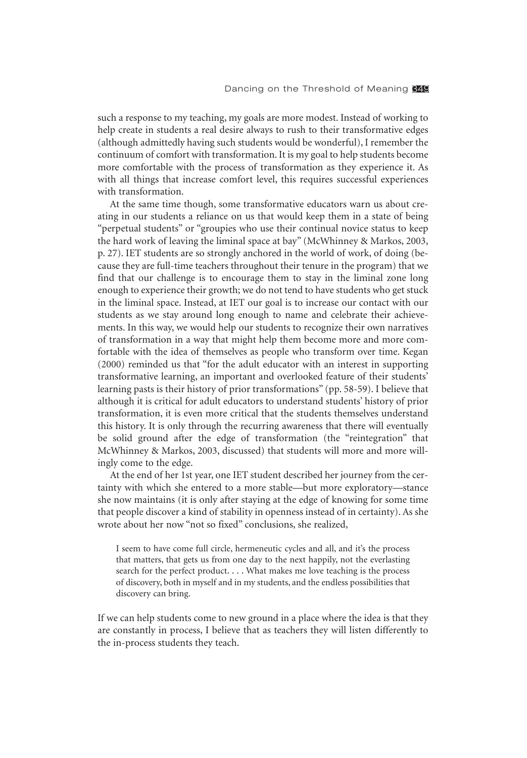such a response to my teaching, my goals are more modest. Instead of working to help create in students a real desire always to rush to their transformative edges (although admittedly having such students would be wonderful), I remember the continuum of comfort with transformation. It is my goal to help students become more comfortable with the process of transformation as they experience it. As with all things that increase comfort level, this requires successful experiences with transformation.

At the same time though, some transformative educators warn us about creating in our students a reliance on us that would keep them in a state of being "perpetual students" or "groupies who use their continual novice status to keep the hard work of leaving the liminal space at bay" (McWhinney & Markos, 2003, p. 27). IET students are so strongly anchored in the world of work, of doing (because they are full-time teachers throughout their tenure in the program) that we find that our challenge is to encourage them to stay in the liminal zone long enough to experience their growth; we do not tend to have students who get stuck in the liminal space. Instead, at IET our goal is to increase our contact with our students as we stay around long enough to name and celebrate their achievements. In this way, we would help our students to recognize their own narratives of transformation in a way that might help them become more and more comfortable with the idea of themselves as people who transform over time. Kegan (2000) reminded us that "for the adult educator with an interest in supporting transformative learning, an important and overlooked feature of their students' learning pasts is their history of prior transformations" (pp. 58-59). I believe that although it is critical for adult educators to understand students' history of prior transformation, it is even more critical that the students themselves understand this history. It is only through the recurring awareness that there will eventually be solid ground after the edge of transformation (the "reintegration" that McWhinney & Markos, 2003, discussed) that students will more and more willingly come to the edge.

At the end of her 1st year, one IET student described her journey from the certainty with which she entered to a more stable—but more exploratory—stance she now maintains (it is only after staying at the edge of knowing for some time that people discover a kind of stability in openness instead of in certainty). As she wrote about her now "not so fixed" conclusions, she realized,

> I seem to have come full circle, hermeneutic cycles and all, and it's the process that matters, that gets us from one day to the next happily, not the everlasting search for the perfect product. . . . What makes me love teaching is the process of discovery, both in myself and in my students, and the endless possibilities that discovery can bring.

If we can help students come to new ground in a place where the idea is that they are constantly in process, I believe that as teachers they will listen differently to the in-process students they teach.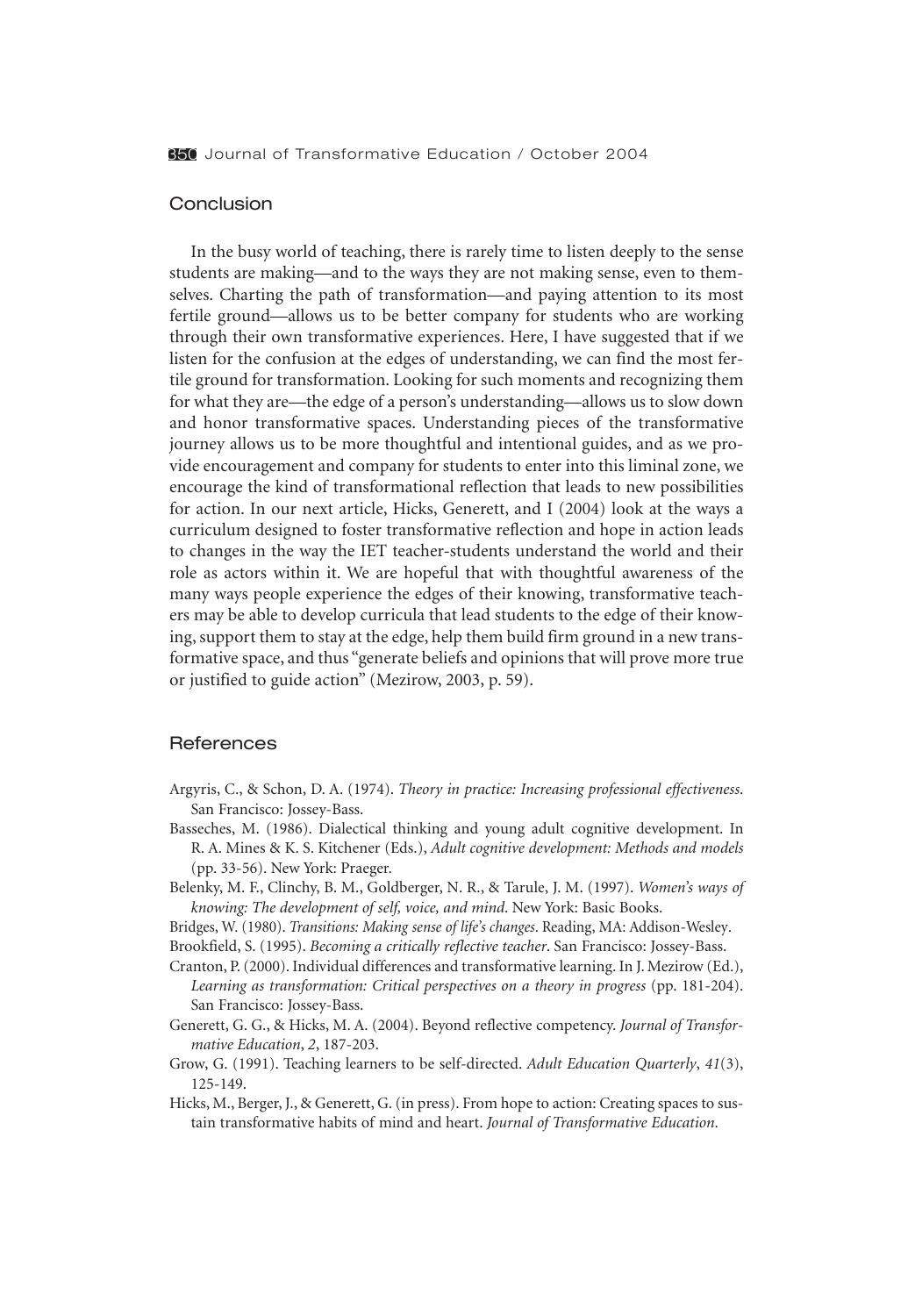## Conclusion

In the busy world of teaching, there is rarely time to listen deeply to the sense students are making—and to the ways they are not making sense, even to themselves. Charting the path of transformation—and paying attention to its most fertile ground—allows us to be better company for students who are working through their own transformative experiences. Here, I have suggested that if we listen for the confusion at the edges of understanding, we can find the most fertile ground for transformation. Looking for such moments and recognizing them for what they are—the edge of a person's understanding—allows us to slow down and honor transformative spaces. Understanding pieces of the transformative journey allows us to be more thoughtful and intentional guides, and as we provide encouragement and company for students to enter into this liminal zone, we encourage the kind of transformational reflection that leads to new possibilities for action. In our next article, Hicks, Generett, and I (2004) look at the ways a curriculum designed to foster transformative reflection and hope in action leads to changes in the way the IET teacher-students understand the world and their role as actors within it. We are hopeful that with thoughtful awareness of the many ways people experience the edges of their knowing, transformative teachers may be able to develop curricula that lead students to the edge of their knowing, support them to stay at the edge, help them build firm ground in a new transformative space, and thus "generate beliefs and opinions that will prove more true or justified to guide action" (Mezirow, 2003, p. 59).

## References

Argyris, C., & Schon, D. A. (1974). *Theory in practice: Increasing professional effectiveness*. San Francisco: Jossey-Bass.

Basseches, M. (1986). Dialectical thinking and young adult cognitive development. In R. A. Mines & K. S. Kitchener (Eds.), *Adult cognitive development: Methods and models* (pp. 33-56). New York: Praeger.

Belenky, M. F., Clinchy, B. M., Goldberger, N. R., & Tarule, J. M. (1997). *Women's ways of knowing: The development of self, voice, and mind*. New York: Basic Books.

Bridges, W. (1980). *Transitions: Making sense of life's changes*. Reading, MA: Addison-Wesley.

Brookfield, S. (1995). *Becoming a critically reflective teacher*. San Francisco: Jossey-Bass.

Cranton, P. (2000). Individual differences and transformative learning. In J. Mezirow (Ed.), *Learning as transformation: Critical perspectives on a theory in progress* (pp. 181-204). San Francisco: Jossey-Bass.

Generett, G. G., & Hicks, M. A. (2004). Beyond reflective competency. *Journal of Transformative Education*, *2*, 187-203.

Grow, G. (1991). Teaching learners to be self-directed. *Adult Education Quarterly*, *41*(3), 125-149.

Hicks, M., Berger, J., & Generett, G. (in press). From hope to action: Creating spaces to sustain transformative habits of mind and heart. *Journal of Transformative Education*.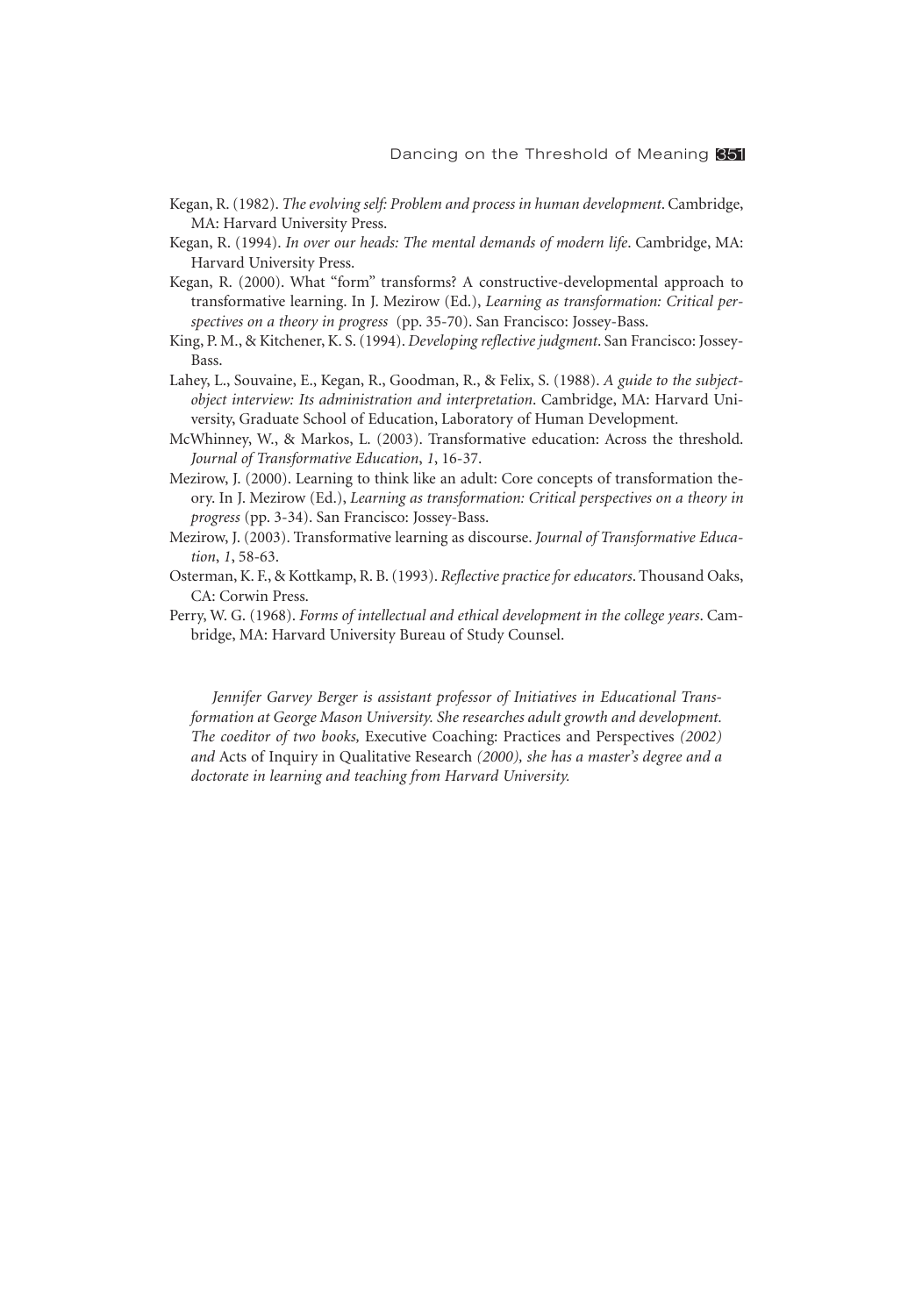Kegan, R. (1982). *The evolving self: Problem and process in human development*. Cambridge, MA: Harvard University Press.

Kegan, R. (1994). *In over our heads: The mental demands of modern life*. Cambridge, MA: Harvard University Press.

Kegan, R. (2000). What "form" transforms? A constructive-developmental approach to transformative learning. In J. Mezirow (Ed.), *Learning as transformation: Critical perspectives on a theory in progress* (pp. 35-70). San Francisco: Jossey-Bass.

King, P. M., & Kitchener, K. S. (1994). *Developing reflective judgment*. San Francisco: Jossey-Bass.

Lahey, L., Souvaine, E., Kegan, R., Goodman, R., & Felix, S. (1988). *A guide to the subject-object interview: Its administration and interpretation*. Cambridge, MA: Harvard University, Graduate School of Education, Laboratory of Human Development.

McWhinney, W., & Markos, L. (2003). Transformative education: Across the threshold. *Journal of Transformative Education*, *1*, 16-37.

Mezirow, J. (2000). Learning to think like an adult: Core concepts of transformation theory. In J. Mezirow (Ed.), *Learning as transformation: Critical perspectives on a theory in progress* (pp. 3-34). San Francisco: Jossey-Bass.

Mezirow, J. (2003). Transformative learning as discourse. *Journal of Transformative Education*, *1*, 58-63.

Osterman, K. F., & Kottkamp, R. B. (1993). *Reflective practice for educators*. Thousand Oaks, CA: Corwin Press.

Perry, W. G. (1968). *Forms of intellectual and ethical development in the college years*. Cambridge, MA: Harvard University Bureau of Study Counsel.

*Jennifer Garvey Berger is assistant professor of Initiatives in Educational Transformation at George Mason University. She researches adult growth and development. The coeditor of two books,* Executive Coaching: Practices and Perspectives *(2002) and* Acts of Inquiry in Qualitative Research *(2000), she has a master's degree and a doctorate in learning and teaching from Harvard University.*